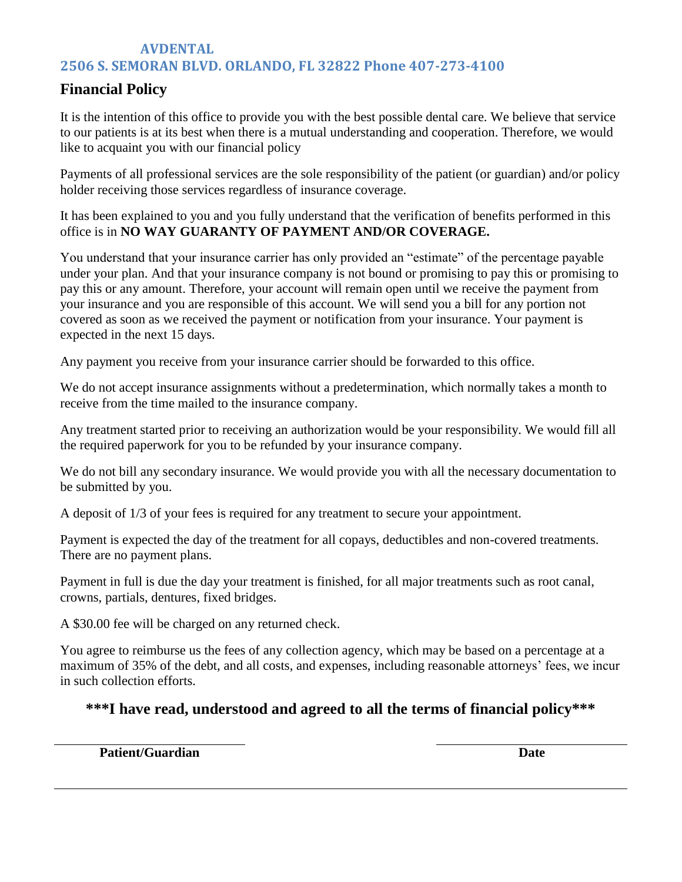**AVDENTAL**
**2506 S. SEMORAN BLVD. ORLANDO, FL 32822 Phone 407-273-4100**

## Financial Policy

It is the intention of this office to provide you with the best possible dental care. We believe that service to our patients is at its best when there is a mutual understanding and cooperation. Therefore, we would like to acquaint you with our financial policy

Payments of all professional services are the sole responsibility of the patient (or guardian) and/or policy holder receiving those services regardless of insurance coverage.

It has been explained to you and you fully understand that the verification of benefits performed in this office is in **NO WAY GUARANTY OF PAYMENT AND/OR COVERAGE.**

You understand that your insurance carrier has only provided an "estimate" of the percentage payable under your plan. And that your insurance company is not bound or promising to pay this or promising to pay this or any amount. Therefore, your account will remain open until we receive the payment from your insurance and you are responsible of this account. We will send you a bill for any portion not covered as soon as we received the payment or notification from your insurance. Your payment is expected in the next 15 days.

Any payment you receive from your insurance carrier should be forwarded to this office.

We do not accept insurance assignments without a predetermination, which normally takes a month to receive from the time mailed to the insurance company.

Any treatment started prior to receiving an authorization would be your responsibility. We would fill all the required paperwork for you to be refunded by your insurance company.

We do not bill any secondary insurance. We would provide you with all the necessary documentation to be submitted by you.

A deposit of 1/3 of your fees is required for any treatment to secure your appointment.

Payment is expected the day of the treatment for all copays, deductibles and non-covered treatments. There are no payment plans.

Payment in full is due the day your treatment is finished, for all major treatments such as root canal, crowns, partials, dentures, fixed bridges.

A $30.00 fee will be charged on any returned check.

You agree to reimburse us the fees of any collection agency, which may be based on a percentage at a maximum of 35% of the debt, and all costs, and expenses, including reasonable attorneys' fees, we incur in such collection efforts.

### ***I have read, understood and agreed to all the terms of financial policy***

______________________________ ______________________________

**Patient/Guardian** **Date**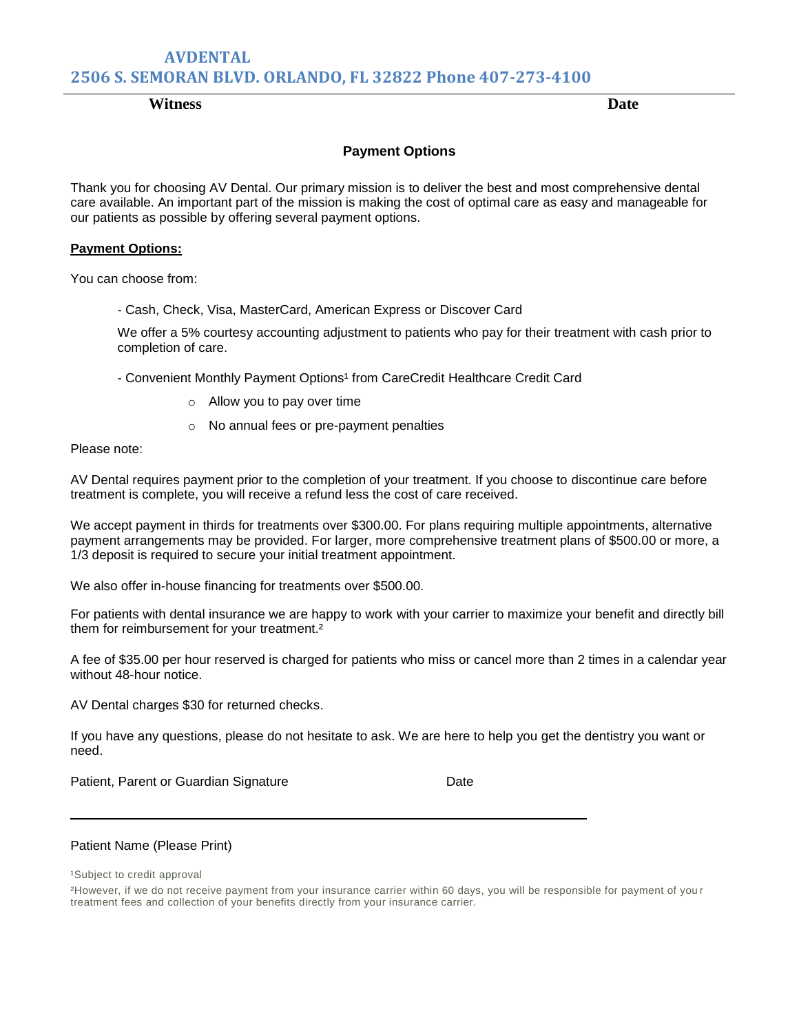# AVDENTAL

**2506 S. SEMORAN BLVD. ORLANDO, FL 32822 Phone 407-273-4100**

**Witness** **Date**

## Payment Options

Thank you for choosing AV Dental. Our primary mission is to deliver the best and most comprehensive dental care available. An important part of the mission is making the cost of optimal care as easy and manageable for our patients as possible by offering several payment options.

**Payment Options:**

You can choose from:

- Cash, Check, Visa, MasterCard, American Express or Discover Card

  We offer a 5% courtesy accounting adjustment to patients who pay for their treatment with cash prior to completion of care.

- Convenient Monthly Payment Options[1] from CareCredit Healthcare Credit Card
  - Allow you to pay over time
  - No annual fees or pre-payment penalties

Please note:

AV Dental requires payment prior to the completion of your treatment. If you choose to discontinue care before treatment is complete, you will receive a refund less the cost of care received.

We accept payment in thirds for treatments over $300.00. For plans requiring multiple appointments, alternative payment arrangements may be provided. For larger, more comprehensive treatment plans of $500.00 or more, a 1/3 deposit is required to secure your initial treatment appointment.

We also offer in-house financing for treatments over $500.00.

For patients with dental insurance we are happy to work with your carrier to maximize your benefit and directly bill them for reimbursement for your treatment.[2]

A fee of $35.00 per hour reserved is charged for patients who miss or cancel more than 2 times in a calendar year without 48-hour notice.

AV Dental charges $30 for returned checks.

If you have any questions, please do not hesitate to ask. We are here to help you get the dentistry you want or need.

Patient, Parent or Guardian Signature Date

Patient Name (Please Print)

[1]Subject to credit approval

[2]However, if we do not receive payment from your insurance carrier within 60 days, you will be responsible for payment of your treatment fees and collection of your benefits directly from your insurance carrier.